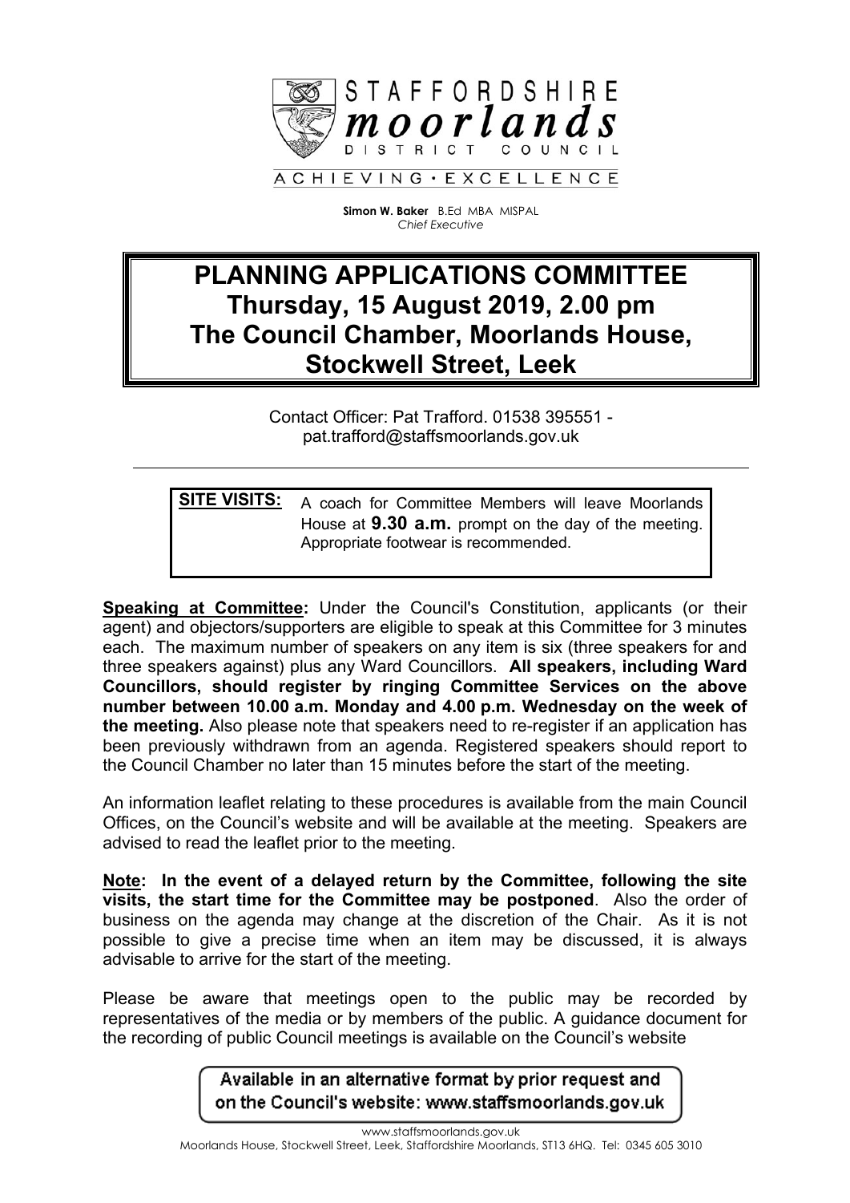STAFFORDSHIRE
**moorlands**
DISTRICT COUNCIL

ACHIEVING • EXCELLENCE

**Simon W. Baker** B.Ed MBA MISPAL
*Chief Executive*

# PLANNING APPLICATIONS COMMITTEE
# Thursday, 15 August 2019, 2.00 pm
# The Council Chamber, Moorlands House, Stockwell Street, Leek

Contact Officer: Pat Trafford. 01538 395551 - pat.trafford@staffsmoorlands.gov.uk

---

**SITE VISITS:** A coach for Committee Members will leave Moorlands House at **9.30 a.m.** prompt on the day of the meeting. Appropriate footwear is recommended.

**Speaking at Committee:** Under the Council's Constitution, applicants (or their agent) and objectors/supporters are eligible to speak at this Committee for 3 minutes each. The maximum number of speakers on any item is six (three speakers for and three speakers against) plus any Ward Councillors. **All speakers, including Ward Councillors, should register by ringing Committee Services on the above number between 10.00 a.m. Monday and 4.00 p.m. Wednesday on the week of the meeting.** Also please note that speakers need to re-register if an application has been previously withdrawn from an agenda. Registered speakers should report to the Council Chamber no later than 15 minutes before the start of the meeting.

An information leaflet relating to these procedures is available from the main Council Offices, on the Council's website and will be available at the meeting. Speakers are advised to read the leaflet prior to the meeting.

**Note: In the event of a delayed return by the Committee, following the site visits, the start time for the Committee may be postponed**. Also the order of business on the agenda may change at the discretion of the Chair. As it is not possible to give a precise time when an item may be discussed, it is always advisable to arrive for the start of the meeting.

Please be aware that meetings open to the public may be recorded by representatives of the media or by members of the public. A guidance document for the recording of public Council meetings is available on the Council's website

Available in an alternative format by prior request and on the Council's website: www.staffsmoorlands.gov.uk

www.staffsmoorlands.gov.uk
Moorlands House, Stockwell Street, Leek, Staffordshire Moorlands, ST13 6HQ. Tel: 0345 605 3010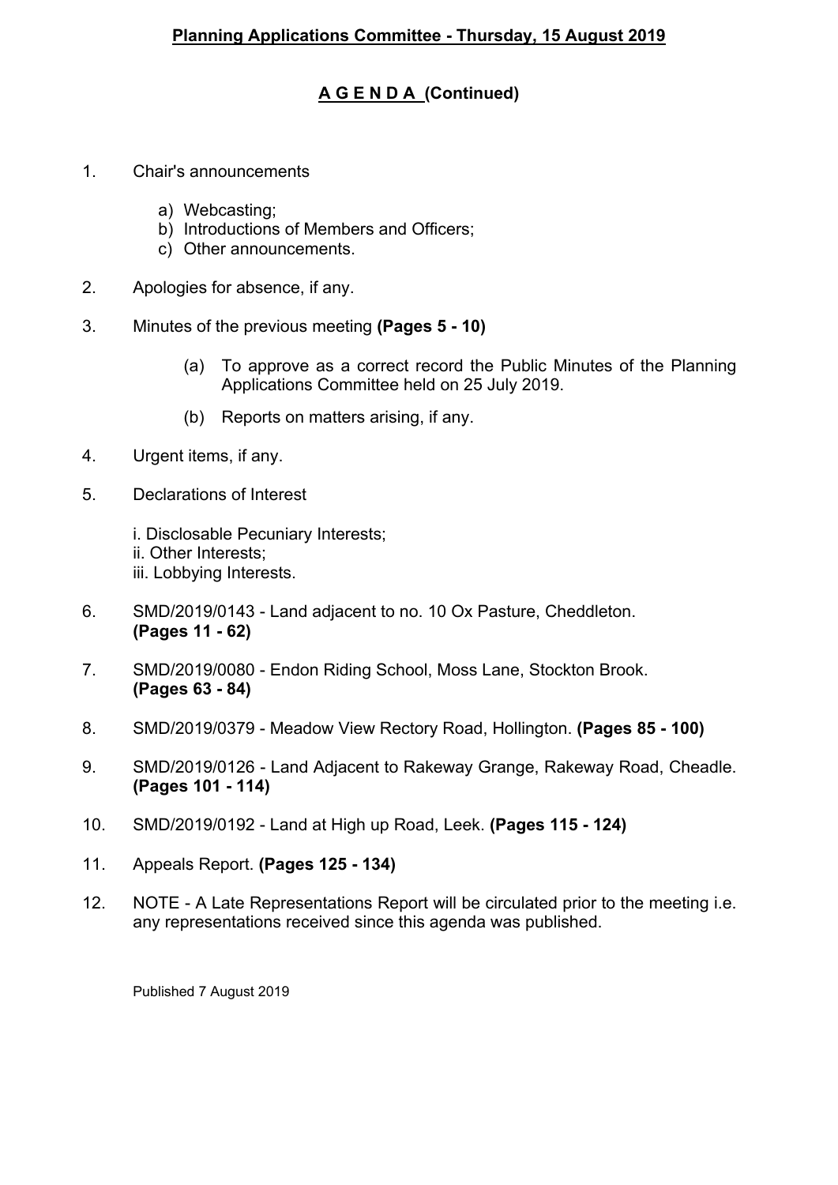## Planning Applications Committee - Thursday, 15 August 2019

## A G E N D A (Continued)

1. Chair's announcements

   a) Webcasting;
   b) Introductions of Members and Officers;
   c) Other announcements.

2. Apologies for absence, if any.

3. Minutes of the previous meeting **(Pages 5 - 10)**

   (a) To approve as a correct record the Public Minutes of the Planning Applications Committee held on 25 July 2019.

   (b) Reports on matters arising, if any.

4. Urgent items, if any.

5. Declarations of Interest

   i. Disclosable Pecuniary Interests;
   ii. Other Interests;
   iii. Lobbying Interests.

6. SMD/2019/0143 - Land adjacent to no. 10 Ox Pasture, Cheddleton. **(Pages 11 - 62)**

7. SMD/2019/0080 - Endon Riding School, Moss Lane, Stockton Brook. **(Pages 63 - 84)**

8. SMD/2019/0379 - Meadow View Rectory Road, Hollington. **(Pages 85 - 100)**

9. SMD/2019/0126 - Land Adjacent to Rakeway Grange, Rakeway Road, Cheadle. **(Pages 101 - 114)**

10. SMD/2019/0192 - Land at High up Road, Leek. **(Pages 115 - 124)**

11. Appeals Report. **(Pages 125 - 134)**

12. NOTE - A Late Representations Report will be circulated prior to the meeting i.e. any representations received since this agenda was published.

Published 7 August 2019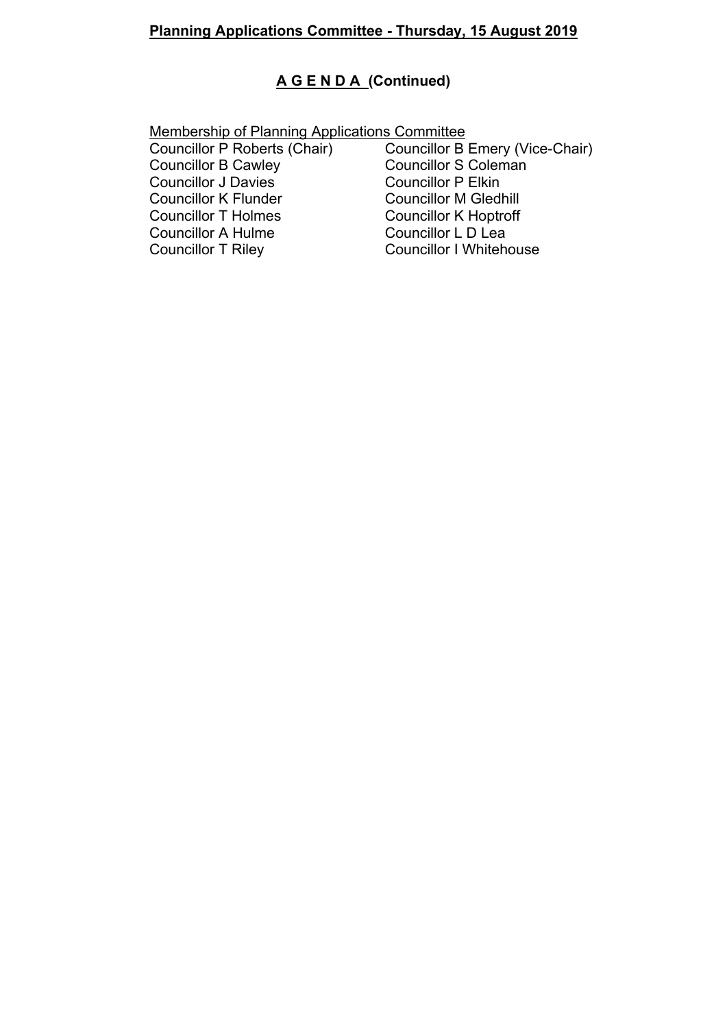**Planning Applications Committee - Thursday, 15 August 2019**

**A G E N D A (Continued)**

Membership of Planning Applications Committee

| | |
|---|---|
| Councillor P Roberts (Chair) | Councillor B Emery (Vice-Chair) |
| Councillor B Cawley | Councillor S Coleman |
| Councillor J Davies | Councillor P Elkin |
| Councillor K Flunder | Councillor M Gledhill |
| Councillor T Holmes | Councillor K Hoptroff |
| Councillor A Hulme | Councillor L D Lea |
| Councillor T Riley | Councillor I Whitehouse |